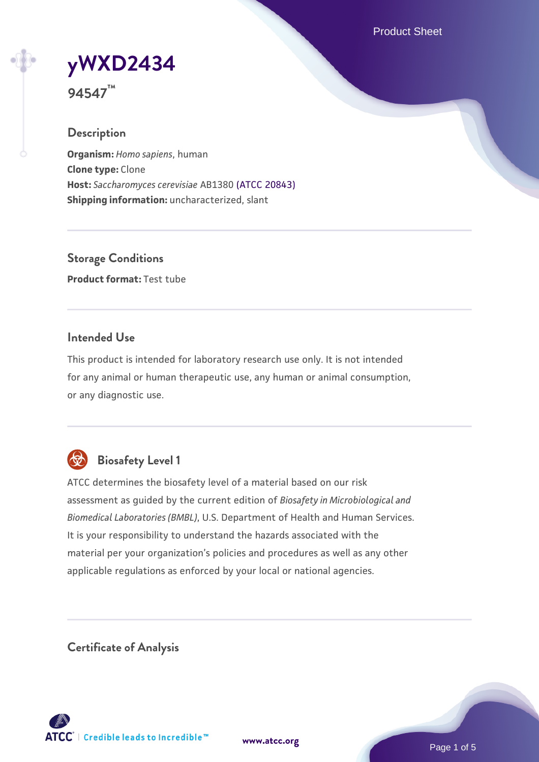# yWXD2434

**94547™**

## Description

**Organism:** *Homo sapiens*, human
**Clone type:** Clone
**Host:** *Saccharomyces cerevisiae* AB1380 (ATCC 20843)
**Shipping information:** uncharacterized, slant

## Storage Conditions

**Product format:** Test tube

## Intended Use

This product is intended for laboratory research use only. It is not intended for any animal or human therapeutic use, any human or animal consumption, or any diagnostic use.

## Biosafety Level 1

ATCC determines the biosafety level of a material based on our risk assessment as guided by the current edition of *Biosafety in Microbiological and Biomedical Laboratories (BMBL)*, U.S. Department of Health and Human Services. It is your responsibility to understand the hazards associated with the material per your organization's policies and procedures as well as any other applicable regulations as enforced by your local or national agencies.

## Certificate of Analysis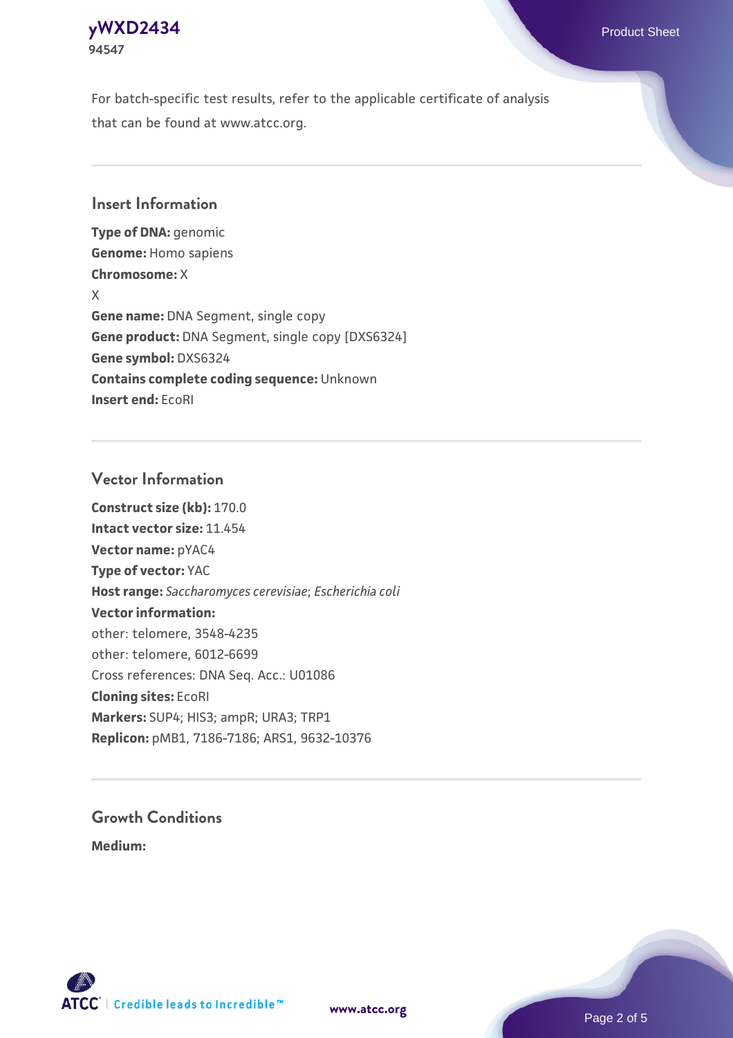For batch-specific test results, refer to the applicable certificate of analysis that can be found at www.atcc.org.

## Insert Information

**Type of DNA:** genomic
**Genome:** Homo sapiens
**Chromosome:** X
X
**Gene name:** DNA Segment, single copy
**Gene product:** DNA Segment, single copy [DXS6324]
**Gene symbol:** DXS6324
**Contains complete coding sequence:** Unknown
**Insert end:** EcoRI

## Vector Information

**Construct size (kb):** 170.0
**Intact vector size:** 11.454
**Vector name:** pYAC4
**Type of vector:** YAC
**Host range:** *Saccharomyces cerevisiae*; *Escherichia coli*
**Vector information:**
other: telomere, 3548-4235
other: telomere, 6012-6699
Cross references: DNA Seq. Acc.: U01086
**Cloning sites:** EcoRI
**Markers:** SUP4; HIS3; ampR; URA3; TRP1
**Replicon:** pMB1, 7186-7186; ARS1, 9632-10376

## Growth Conditions

**Medium:**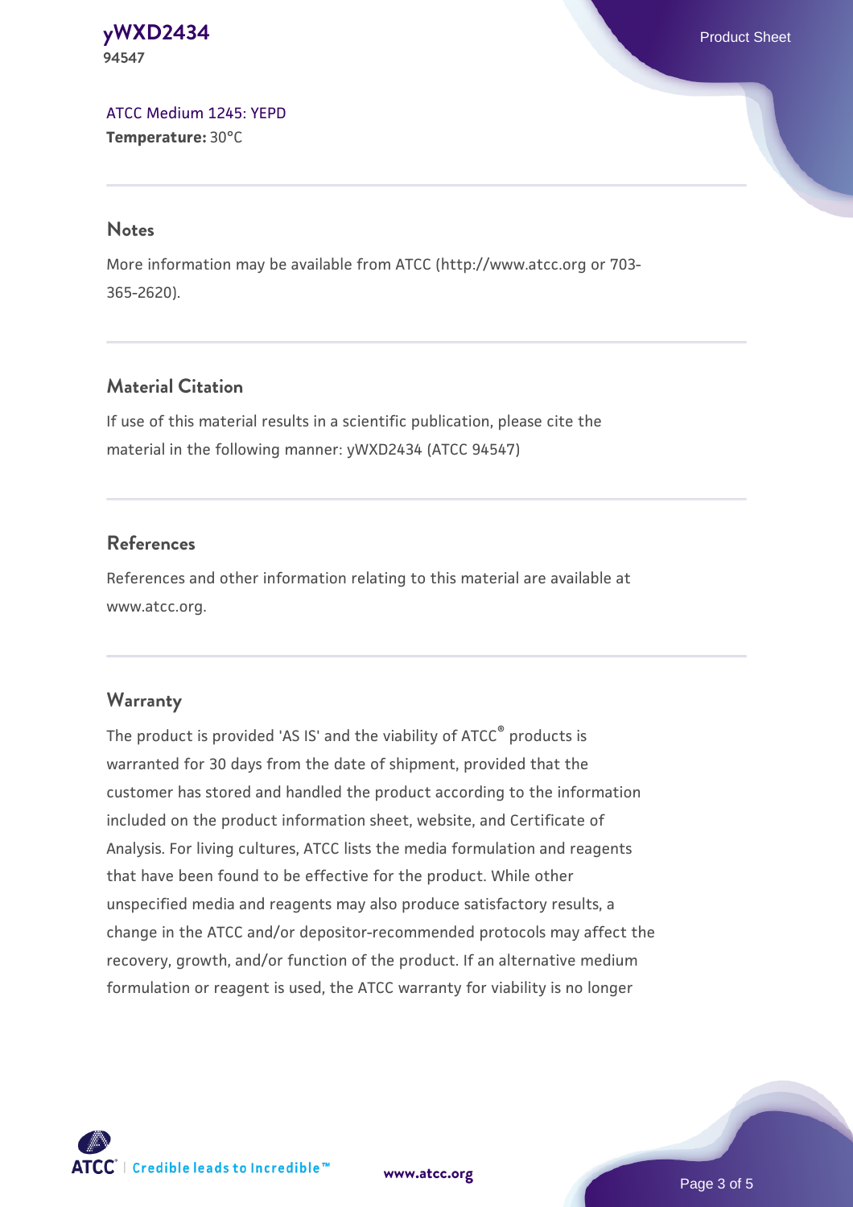ATCC Medium 1245: YEPD
**Temperature:** 30°C

## Notes

More information may be available from ATCC (http://www.atcc.org or 703-365-2620).

## Material Citation

If use of this material results in a scientific publication, please cite the material in the following manner: yWXD2434 (ATCC 94547)

## References

References and other information relating to this material are available at www.atcc.org.

## Warranty

The product is provided 'AS IS' and the viability of ATCC® products is warranted for 30 days from the date of shipment, provided that the customer has stored and handled the product according to the information included on the product information sheet, website, and Certificate of Analysis. For living cultures, ATCC lists the media formulation and reagents that have been found to be effective for the product. While other unspecified media and reagents may also produce satisfactory results, a change in the ATCC and/or depositor-recommended protocols may affect the recovery, growth, and/or function of the product. If an alternative medium formulation or reagent is used, the ATCC warranty for viability is no longer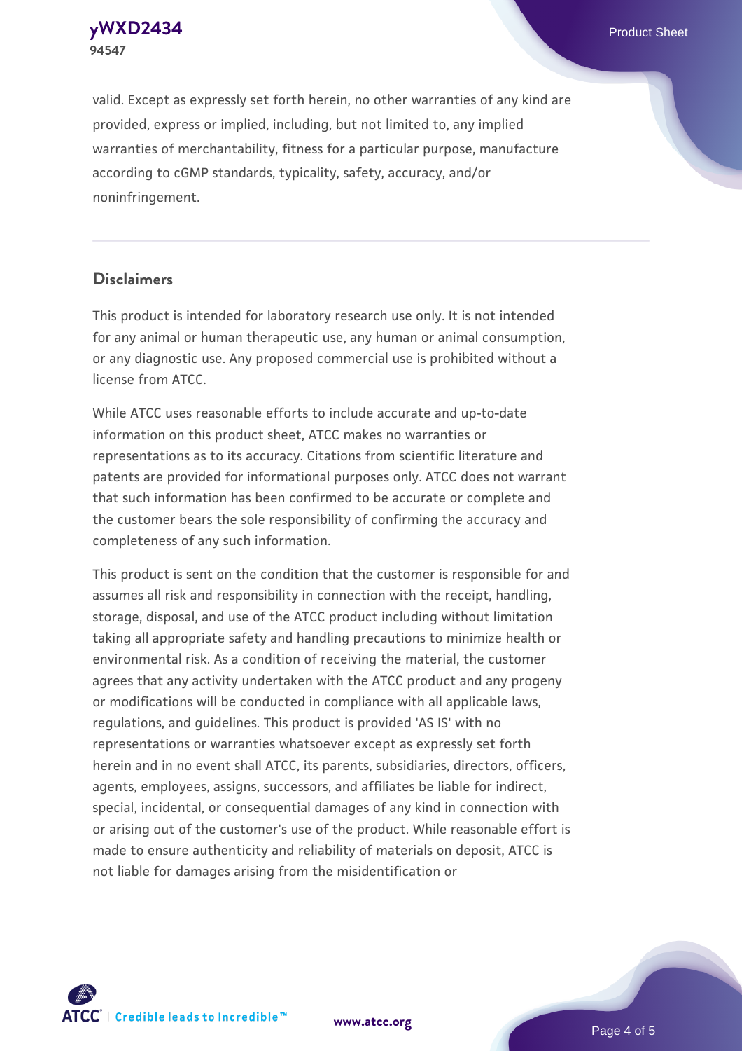valid. Except as expressly set forth herein, no other warranties of any kind are provided, express or implied, including, but not limited to, any implied warranties of merchantability, fitness for a particular purpose, manufacture according to cGMP standards, typicality, safety, accuracy, and/or noninfringement.

## Disclaimers

This product is intended for laboratory research use only. It is not intended for any animal or human therapeutic use, any human or animal consumption, or any diagnostic use. Any proposed commercial use is prohibited without a license from ATCC.

While ATCC uses reasonable efforts to include accurate and up-to-date information on this product sheet, ATCC makes no warranties or representations as to its accuracy. Citations from scientific literature and patents are provided for informational purposes only. ATCC does not warrant that such information has been confirmed to be accurate or complete and the customer bears the sole responsibility of confirming the accuracy and completeness of any such information.

This product is sent on the condition that the customer is responsible for and assumes all risk and responsibility in connection with the receipt, handling, storage, disposal, and use of the ATCC product including without limitation taking all appropriate safety and handling precautions to minimize health or environmental risk. As a condition of receiving the material, the customer agrees that any activity undertaken with the ATCC product and any progeny or modifications will be conducted in compliance with all applicable laws, regulations, and guidelines. This product is provided 'AS IS' with no representations or warranties whatsoever except as expressly set forth herein and in no event shall ATCC, its parents, subsidiaries, directors, officers, agents, employees, assigns, successors, and affiliates be liable for indirect, special, incidental, or consequential damages of any kind in connection with or arising out of the customer's use of the product. While reasonable effort is made to ensure authenticity and reliability of materials on deposit, ATCC is not liable for damages arising from the misidentification or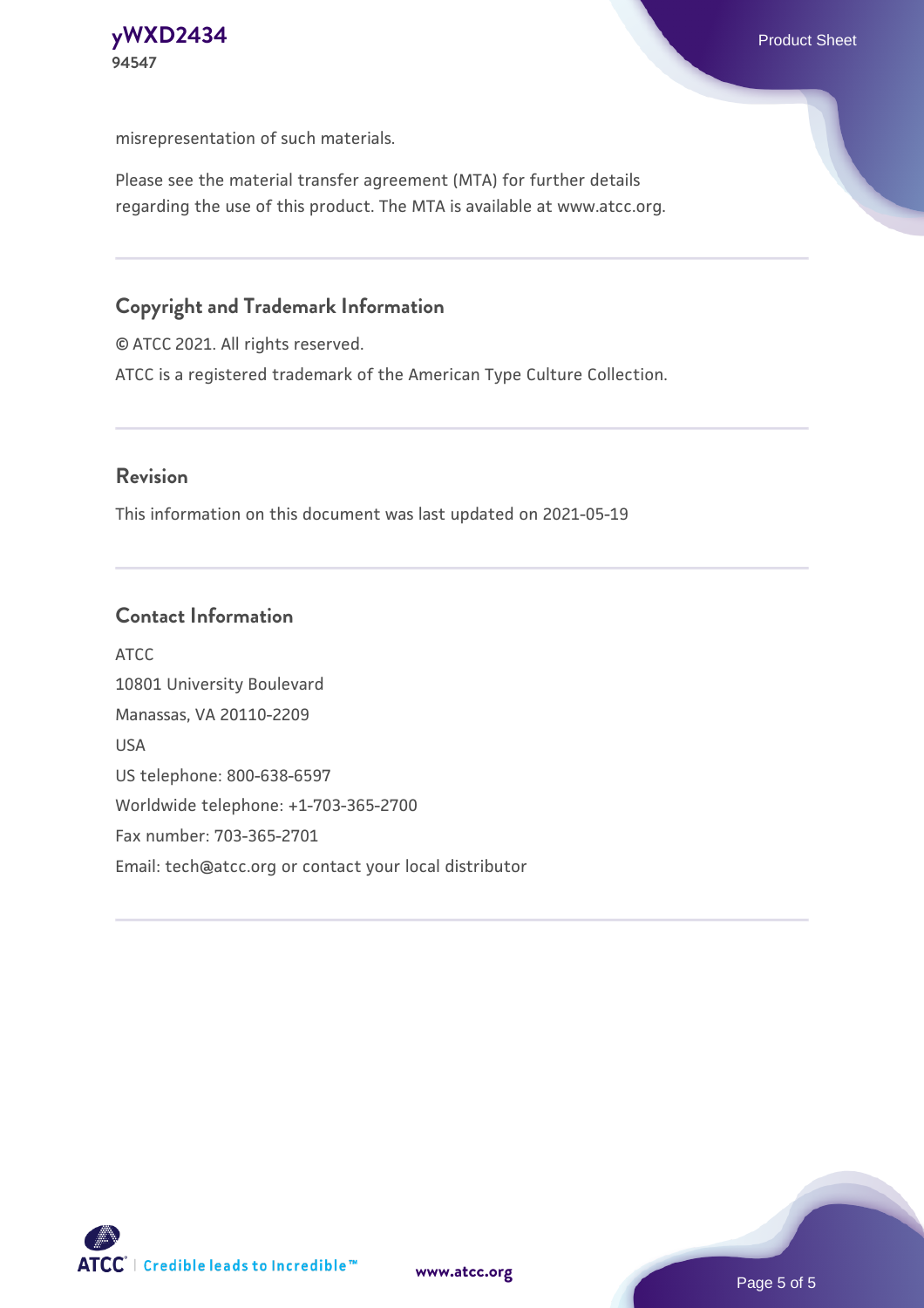misrepresentation of such materials.

Please see the material transfer agreement (MTA) for further details regarding the use of this product. The MTA is available at www.atcc.org.

## Copyright and Trademark Information

© ATCC 2021. All rights reserved.

ATCC is a registered trademark of the American Type Culture Collection.

## Revision

This information on this document was last updated on 2021-05-19

## Contact Information

ATCC

10801 University Boulevard

Manassas, VA 20110-2209

USA

US telephone: 800-638-6597

Worldwide telephone: +1-703-365-2700

Fax number: 703-365-2701

Email: tech@atcc.org or contact your local distributor